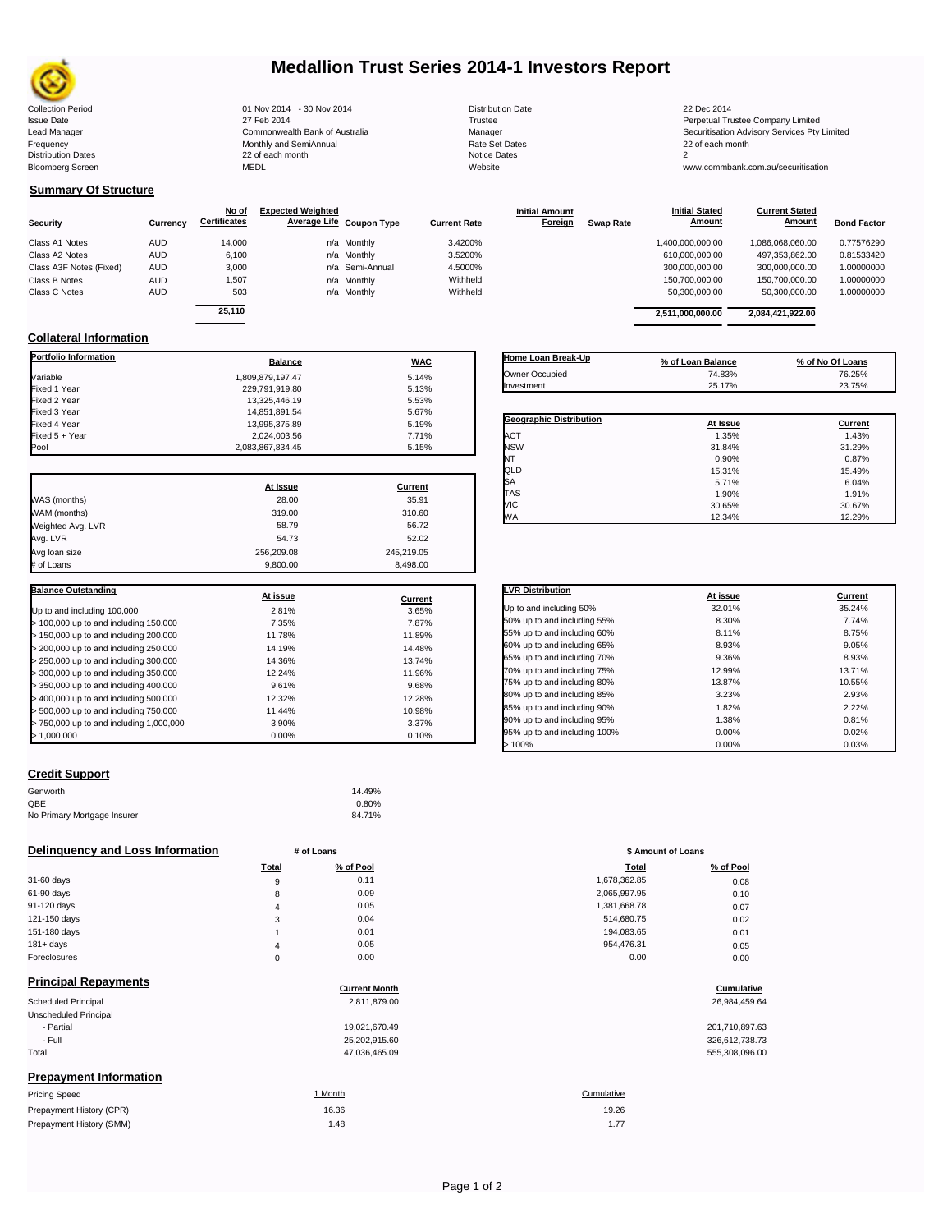# Medallion Trust Series 2014-1 Investors Report

| | | | |
|---|---|---|---|
| Collection Period | 01 Nov 2014 - 30 Nov 2014 | Distribution Date | 22 Dec 2014 |
| Issue Date | 27 Feb 2014 | Trustee | Perpetual Trustee Company Limited |
| Lead Manager | Commonwealth Bank of Australia | Manager | Securitisation Advisory Services Pty Limited |
| Frequency | Monthly and SemiAnnual | Rate Set Dates | 22 of each month |
| Distribution Dates | 22 of each month | Notice Dates | 2 |
| Bloomberg Screen | MEDL | Website | www.commbank.com.au/securitisation |

## Summary Of Structure

| Security | Currency | No of Certificates | Expected Weighted Average Life | Coupon Type | Current Rate | Initial Amount Foreign | Swap Rate | Initial Stated Amount | Current Stated Amount | Bond Factor |
|---|---|---|---|---|---|---|---|---|---|---|
| Class A1 Notes | AUD | 14,000 | n/a | Monthly | 3.4200% | | | 1,400,000,000.00 | 1,086,068,060.00 | 0.77576290 |
| Class A2 Notes | AUD | 6,100 | n/a | Monthly | 3.5200% | | | 610,000,000.00 | 497,353,862.00 | 0.81533420 |
| Class A3F Notes (Fixed) | AUD | 3,000 | n/a | Semi-Annual | 4.5000% | | | 300,000,000.00 | 300,000,000.00 | 1.00000000 |
| Class B Notes | AUD | 1,507 | n/a | Monthly | Withheld | | | 150,700,000.00 | 150,700,000.00 | 1.00000000 |
| Class C Notes | AUD | 503 | n/a | Monthly | Withheld | | | 50,300,000.00 | 50,300,000.00 | 1.00000000 |
| | | 25,110 | | | | | | 2,511,000,000.00 | 2,084,421,922.00 | |

## Collateral Information

| Portfolio Information | Balance | WAC |
|---|---|---|
| Variable | 1,809,879,197.47 | 5.14% |
| Fixed 1 Year | 229,791,919.80 | 5.13% |
| Fixed 2 Year | 13,325,446.19 | 5.53% |
| Fixed 3 Year | 14,851,891.54 | 5.67% |
| Fixed 4 Year | 13,995,375.89 | 5.19% |
| Fixed 5 + Year | 2,024,003.56 | 7.71% |
| Pool | 2,083,867,834.45 | 5.15% |

| | At Issue | Current |
|---|---|---|
| WAS (months) | 28.00 | 35.91 |
| WAM (months) | 319.00 | 310.60 |
| Weighted Avg. LVR | 58.79 | 56.72 |
| Avg. LVR | 54.73 | 52.02 |
| Avg loan size | 256,209.08 | 245,219.05 |
| # of Loans | 9,800.00 | 8,498.00 |

| Balance Outstanding | At issue | Current |
|---|---|---|
| Up to and including 100,000 | 2.81% | 3.65% |
| > 100,000 up to and including 150,000 | 7.35% | 7.87% |
| > 150,000 up to and including 200,000 | 11.78% | 11.89% |
| > 200,000 up to and including 250,000 | 14.19% | 14.48% |
| > 250,000 up to and including 300,000 | 14.36% | 13.74% |
| > 300,000 up to and including 350,000 | 12.24% | 11.96% |
| > 350,000 up to and including 400,000 | 9.61% | 9.68% |
| > 400,000 up to and including 500,000 | 12.32% | 12.28% |
| > 500,000 up to and including 750,000 | 11.44% | 10.98% |
| > 750,000 up to and including 1,000,000 | 3.90% | 3.37% |
| > 1,000,000 | 0.00% | 0.10% |

| Home Loan Break-Up | % of Loan Balance | % of No Of Loans |
|---|---|---|
| Owner Occupied | 74.83% | 76.25% |
| Investment | 25.17% | 23.75% |

| Geographic Distribution | At Issue | Current |
|---|---|---|
| ACT | 1.35% | 1.43% |
| NSW | 31.84% | 31.29% |
| NT | 0.90% | 0.87% |
| QLD | 15.31% | 15.49% |
| SA | 5.71% | 6.04% |
| TAS | 1.90% | 1.91% |
| VIC | 30.65% | 30.67% |
| WA | 12.34% | 12.29% |

| LVR Distribution | At issue | Current |
|---|---|---|
| Up to and including 50% | 32.01% | 35.24% |
| 50% up to and including 55% | 8.30% | 7.74% |
| 55% up to and including 60% | 8.11% | 8.75% |
| 60% up to and including 65% | 8.93% | 9.05% |
| 65% up to and including 70% | 9.36% | 8.93% |
| 70% up to and including 75% | 12.99% | 13.71% |
| 75% up to and including 80% | 13.87% | 10.55% |
| 80% up to and including 85% | 3.23% | 2.93% |
| 85% up to and including 90% | 1.82% | 2.22% |
| 90% up to and including 95% | 1.38% | 0.81% |
| 95% up to and including 100% | 0.00% | 0.02% |
| > 100% | 0.00% | 0.03% |

## Credit Support

| | |
|---|---|
| Genworth | 14.49% |
| QBE | 0.80% |
| No Primary Mortgage Insurer | 84.71% |

## Delinquency and Loss Information

| | # of Loans Total | # of Loans % of Pool | $ Amount of Loans Total | $ Amount of Loans % of Pool |
|---|---|---|---|---|
| 31-60 days | 9 | 0.11 | 1,678,362.85 | 0.08 |
| 61-90 days | 8 | 0.09 | 2,065,997.95 | 0.10 |
| 91-120 days | 4 | 0.05 | 1,381,668.78 | 0.07 |
| 121-150 days | 3 | 0.04 | 514,680.75 | 0.02 |
| 151-180 days | 1 | 0.01 | 194,083.65 | 0.01 |
| 181+ days | 4 | 0.05 | 954,476.31 | 0.05 |
| Foreclosures | 0 | 0.00 | 0.00 | 0.00 |

## Principal Repayments

| | Current Month | Cumulative |
|---|---|---|
| Scheduled Principal | 2,811,879.00 | 26,984,459.64 |
| Unscheduled Principal | | |
| - Partial | 19,021,670.49 | 201,710,897.63 |
| - Full | 25,202,915.60 | 326,612,738.73 |
| Total | 47,036,465.09 | 555,308,096.00 |

## Prepayment Information

| Pricing Speed | 1 Month | Cumulative |
|---|---|---|
| Prepayment History (CPR) | 16.36 | 19.26 |
| Prepayment History (SMM) | 1.48 | 1.77 |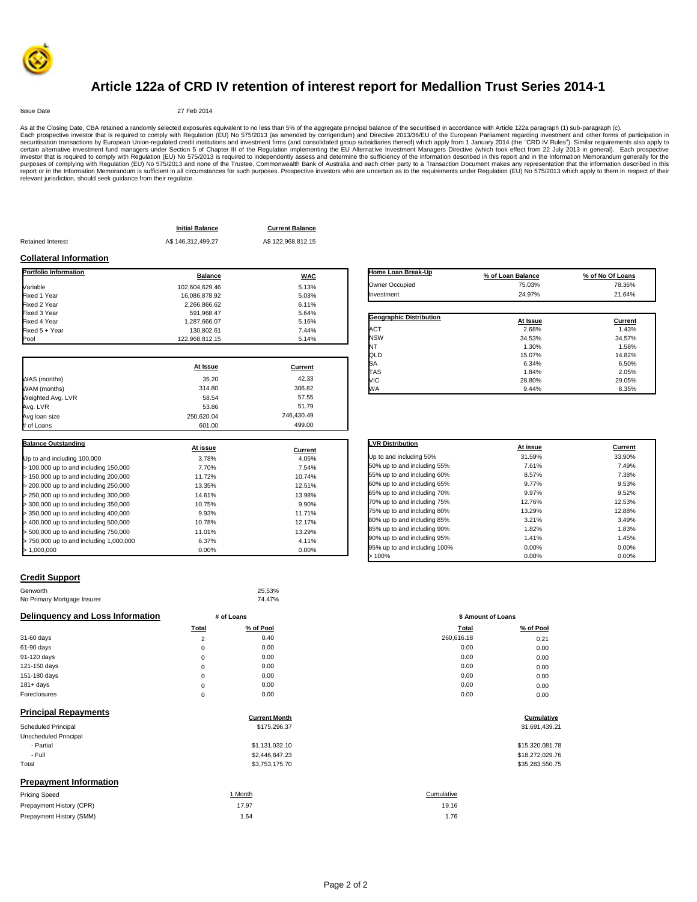# Article 122a of CRD IV retention of interest report for Medallion Trust Series 2014-1

Issue Date 27 Feb 2014

As at the Closing Date, CBA retained a randomly selected exposures equivalent to no less than 5% of the aggregate principal balance of the securitised in accordance with Article 122a paragraph (1) sub-paragraph (c). Each prospective investor that is required to comply with Regulation (EU) No 575/2013 (as amended by corrigendum) and Directive 2013/36/EU of the European Parliament regarding investment and other forms of participation in securitisation transactions by European Union-regulated credit institutions and investment firms (and consolidated group subsidiaries thereof) which apply from 1 January 2014 (the "CRD IV Rules"). Similar requirements also apply to certain alternative investment fund managers under Section 5 of Chapter III of the Regulation implementing the EU Alternative Investment Managers Directive (which took effect from 22 July 2013 in general). Each prospective investor that is required to comply with Regulation (EU) No 575/2013 is required to independently assess and determine the sufficiency of the information described in this report and in the Information Memorandum generally for the purposes of complying with Regulation (EU) No 575/2013 and none of the Trustee, Commonwealth Bank of Australia and each other party to a Transaction Document makes any representation that the information described in this report or in the Information Memorandum is sufficient in all circumstances for such purposes. Prospective investors who are uncertain as to the requirements under Regulation (EU) No 575/2013 which apply to them in respect of their relevant jurisdiction, should seek guidance from their regulator.

| | Initial Balance | Current Balance |
|---|---|---|
| Retained Interest | A$ 146,312,499.27 | A$ 122,968,812.15 |

## Collateral Information

| Portfolio Information | Balance | WAC |
|---|---|---|
| Variable | 102,604,629.46 | 5.13% |
| Fixed 1 Year | 16,086,878.92 | 5.03% |
| Fixed 2 Year | 2,266,866.62 | 6.11% |
| Fixed 3 Year | 591,968.47 | 5.64% |
| Fixed 4 Year | 1,287,666.07 | 5.16% |
| Fixed 5 + Year | 130,802.61 | 7.44% |
| Pool | 122,968,812.15 | 5.14% |

| Home Loan Break-Up | % of Loan Balance | % of No Of Loans |
|---|---|---|
| Owner Occupied | 75.03% | 78.36% |
| Investment | 24.97% | 21.64% |

| Geographic Distribution | At Issue | Current |
|---|---|---|
| ACT | 2.68% | 1.43% |
| NSW | 34.53% | 34.57% |
| NT | 1.30% | 1.58% |
| QLD | 15.07% | 14.82% |
| SA | 6.34% | 6.50% |
| TAS | 1.84% | 2.05% |
| VIC | 28.80% | 29.05% |
| WA | 9.44% | 8.35% |

| | At Issue | Current |
|---|---|---|
| WAS (months) | 35.20 | 42.33 |
| WAM (months) | 314.80 | 306.82 |
| Weighted Avg. LVR | 58.54 | 57.55 |
| Avg. LVR | 53.86 | 51.79 |
| Avg loan size | 250,620.04 | 246,430.49 |
| # of Loans | 601.00 | 499.00 |

| Balance Outstanding | At issue | Current |
|---|---|---|
| Up to and including 100,000 | 3.78% | 4.05% |
| > 100,000 up to and including 150,000 | 7.70% | 7.54% |
| > 150,000 up to and including 200,000 | 11.72% | 10.74% |
| > 200,000 up to and including 250,000 | 13.35% | 12.51% |
| > 250,000 up to and including 300,000 | 14.61% | 13.98% |
| > 300,000 up to and including 350,000 | 10.75% | 9.90% |
| > 350,000 up to and including 400,000 | 9.93% | 11.71% |
| > 400,000 up to and including 500,000 | 10.78% | 12.17% |
| > 500,000 up to and including 750,000 | 11.01% | 13.29% |
| > 750,000 up to and including 1,000,000 | 6.37% | 4.11% |
| > 1,000,000 | 0.00% | 0.00% |

| LVR Distribution | At issue | Current |
|---|---|---|
| Up to and including 50% | 31.59% | 33.90% |
| 50% up to and including 55% | 7.61% | 7.49% |
| 55% up to and including 60% | 8.57% | 7.38% |
| 60% up to and including 65% | 9.77% | 9.53% |
| 65% up to and including 70% | 9.97% | 9.52% |
| 70% up to and including 75% | 12.76% | 12.53% |
| 75% up to and including 80% | 13.29% | 12.88% |
| 80% up to and including 85% | 3.21% | 3.49% |
| 85% up to and including 90% | 1.82% | 1.83% |
| 90% up to and including 95% | 1.41% | 1.45% |
| 95% up to and including 100% | 0.00% | 0.00% |
| > 100% | 0.00% | 0.00% |

## Credit Support

| | |
|---|---|
| Genworth | 25.53% |
| No Primary Mortgage Insurer | 74.47% |

## Delinquency and Loss Information

| | # of Loans | | $ Amount of Loans | |
|---|---|---|---|---|
| | Total | % of Pool | Total | % of Pool |
| 31-60 days | 2 | 0.40 | 260,616.18 | 0.21 |
| 61-90 days | 0 | 0.00 | 0.00 | 0.00 |
| 91-120 days | 0 | 0.00 | 0.00 | 0.00 |
| 121-150 days | 0 | 0.00 | 0.00 | 0.00 |
| 151-180 days | 0 | 0.00 | 0.00 | 0.00 |
| 181+ days | 0 | 0.00 | 0.00 | 0.00 |
| Foreclosures | 0 | 0.00 | 0.00 | 0.00 |

## Principal Repayments

| | Current Month | Cumulative |
|---|---|---|
| Scheduled Principal | $175,296.37 | $1,691,439.21 |
| Unscheduled Principal | | |
| - Partial | $1,131,032.10 | $15,320,081.78 |
| - Full | $2,446,847.23 | $18,272,029.76 |
| Total | $3,753,175.70 | $35,283,550.75 |

## Prepayment Information

| Pricing Speed | 1 Month | Cumulative |
|---|---|---|
| Prepayment History (CPR) | 17.97 | 19.16 |
| Prepayment History (SMM) | 1.64 | 1.76 |